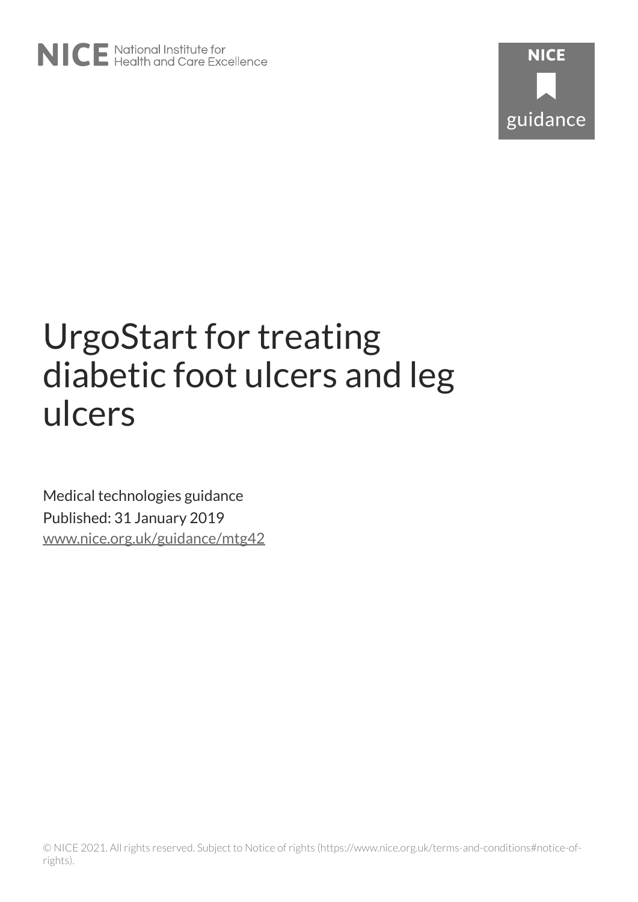# UrgoStart for treating diabetic foot ulcers and leg ulcers

Medical technologies guidance

Published: 31 January 2019

www.nice.org.uk/guidance/mtg42

© NICE 2021. All rights reserved. Subject to Notice of rights (https://www.nice.org.uk/terms-and-conditions#notice-of-rights).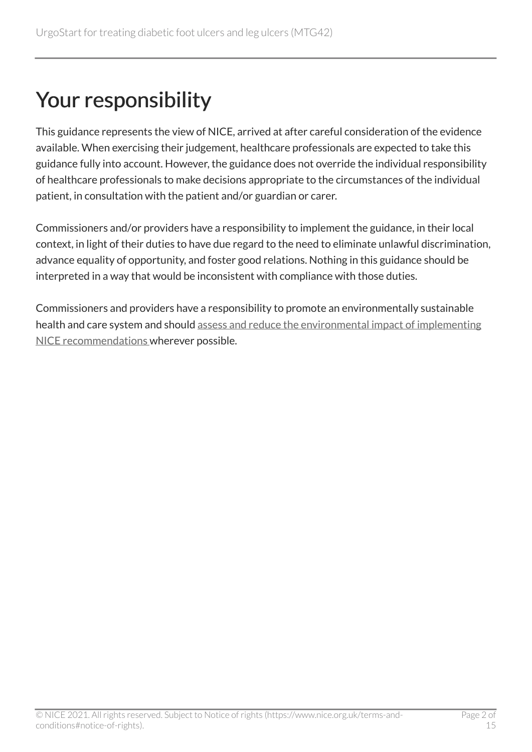# Your responsibility

This guidance represents the view of NICE, arrived at after careful consideration of the evidence available. When exercising their judgement, healthcare professionals are expected to take this guidance fully into account. However, the guidance does not override the individual responsibility of healthcare professionals to make decisions appropriate to the circumstances of the individual patient, in consultation with the patient and/or guardian or carer.

Commissioners and/or providers have a responsibility to implement the guidance, in their local context, in light of their duties to have due regard to the need to eliminate unlawful discrimination, advance equality of opportunity, and foster good relations. Nothing in this guidance should be interpreted in a way that would be inconsistent with compliance with those duties.

Commissioners and providers have a responsibility to promote an environmentally sustainable health and care system and should assess and reduce the environmental impact of implementing NICE recommendations wherever possible.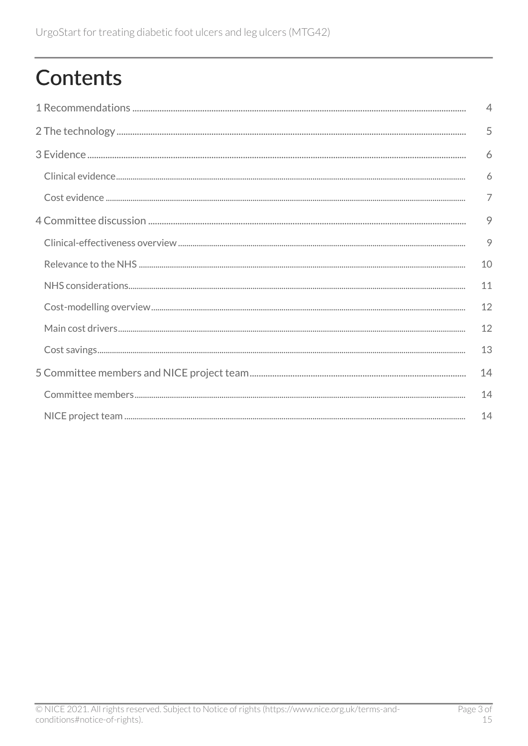# Contents

1 Recommendations .................................................................................................................................... 4

2 The technology ........................................................................................................................................ 5

3 Evidence ..................................................................................................................................................... 6

Clinical evidence ......................................................................................................................................... 6

Cost evidence ............................................................................................................................................... 7

4 Committee discussion ............................................................................................................................ 9

Clinical-effectiveness overview ............................................................................................................... 9

Relevance to the NHS ................................................................................................................................ 10

NHS considerations .................................................................................................................................... 11

Cost-modelling overview ........................................................................................................................... 12

Main cost drivers .......................................................................................................................................... 12

Cost savings ................................................................................................................................................... 13

5 Committee members and NICE project team ................................................................................. 14

Committee members ................................................................................................................................... 14

NICE project team ........................................................................................................................................ 14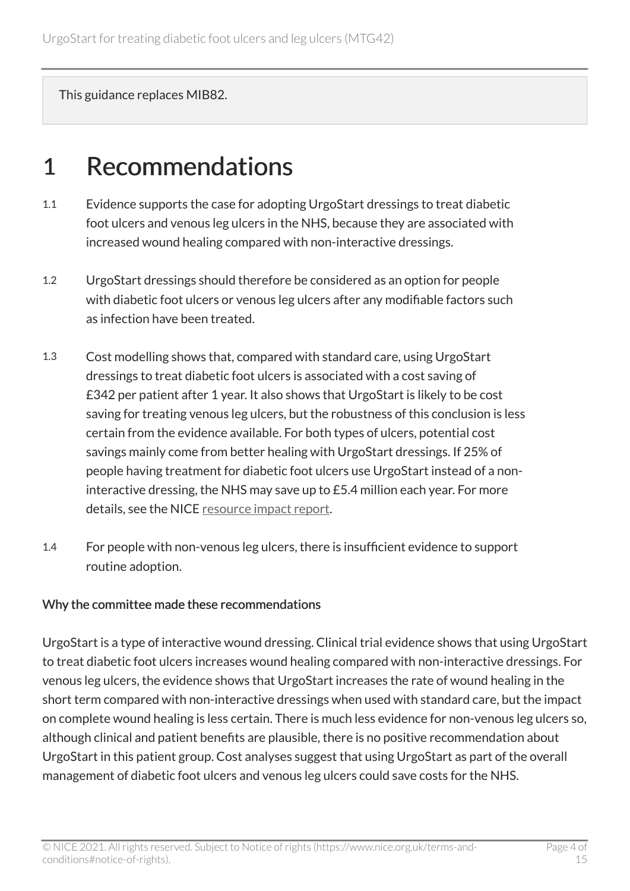This guidance replaces MIB82.

# 1 Recommendations

1.1 Evidence supports the case for adopting UrgoStart dressings to treat diabetic foot ulcers and venous leg ulcers in the NHS, because they are associated with increased wound healing compared with non-interactive dressings.

1.2 UrgoStart dressings should therefore be considered as an option for people with diabetic foot ulcers or venous leg ulcers after any modifiable factors such as infection have been treated.

1.3 Cost modelling shows that, compared with standard care, using UrgoStart dressings to treat diabetic foot ulcers is associated with a cost saving of £342 per patient after 1 year. It also shows that UrgoStart is likely to be cost saving for treating venous leg ulcers, but the robustness of this conclusion is less certain from the evidence available. For both types of ulcers, potential cost savings mainly come from better healing with UrgoStart dressings. If 25% of people having treatment for diabetic foot ulcers use UrgoStart instead of a non-interactive dressing, the NHS may save up to £5.4 million each year. For more details, see the NICE resource impact report.

1.4 For people with non-venous leg ulcers, there is insufficient evidence to support routine adoption.

#### Why the committee made these recommendations

UrgoStart is a type of interactive wound dressing. Clinical trial evidence shows that using UrgoStart to treat diabetic foot ulcers increases wound healing compared with non-interactive dressings. For venous leg ulcers, the evidence shows that UrgoStart increases the rate of wound healing in the short term compared with non-interactive dressings when used with standard care, but the impact on complete wound healing is less certain. There is much less evidence for non-venous leg ulcers so, although clinical and patient benefits are plausible, there is no positive recommendation about UrgoStart in this patient group. Cost analyses suggest that using UrgoStart as part of the overall management of diabetic foot ulcers and venous leg ulcers could save costs for the NHS.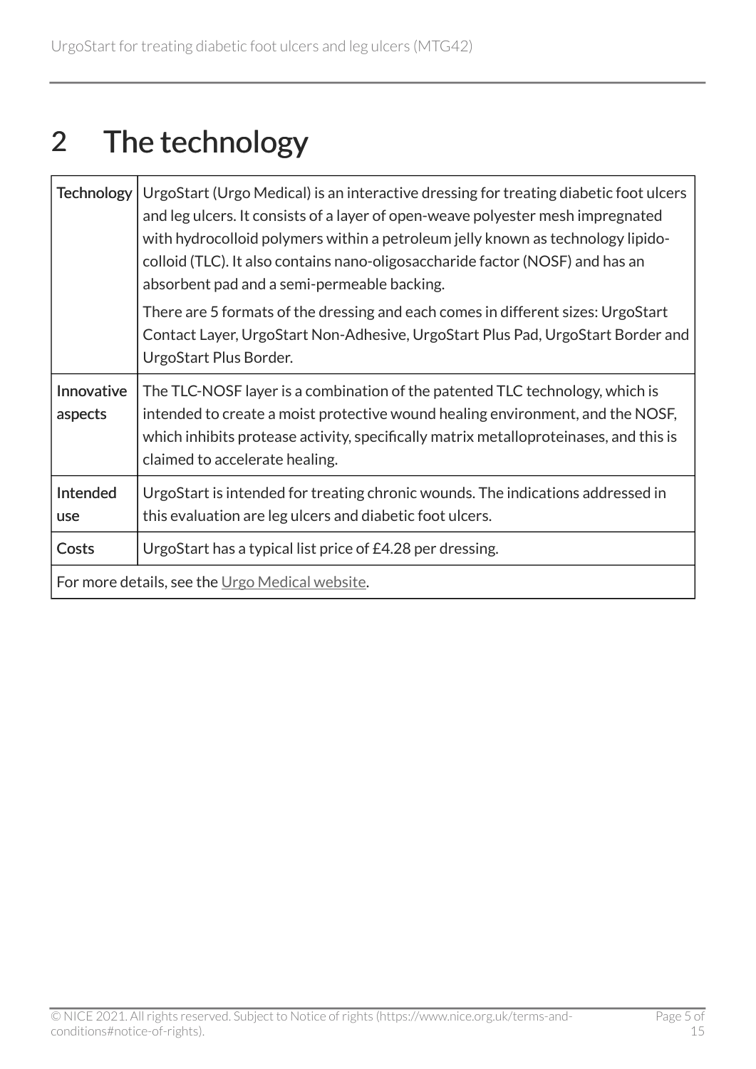# 2 The technology

| Technology | UrgoStart (Urgo Medical) is an interactive dressing for treating diabetic foot ulcers and leg ulcers. It consists of a layer of open-weave polyester mesh impregnated with hydrocolloid polymers within a petroleum jelly known as technology lipido-colloid (TLC). It also contains nano-oligosaccharide factor (NOSF) and has an absorbent pad and a semi-permeable backing.<br><br>There are 5 formats of the dressing and each comes in different sizes: UrgoStart Contact Layer, UrgoStart Non-Adhesive, UrgoStart Plus Pad, UrgoStart Border and UrgoStart Plus Border. |
|---|---|
| Innovative aspects | The TLC-NOSF layer is a combination of the patented TLC technology, which is intended to create a moist protective wound healing environment, and the NOSF, which inhibits protease activity, specifically matrix metalloproteinases, and this is claimed to accelerate healing. |
| Intended use | UrgoStart is intended for treating chronic wounds. The indications addressed in this evaluation are leg ulcers and diabetic foot ulcers. |
| Costs | UrgoStart has a typical list price of £4.28 per dressing. |
| For more details, see the Urgo Medical website. | |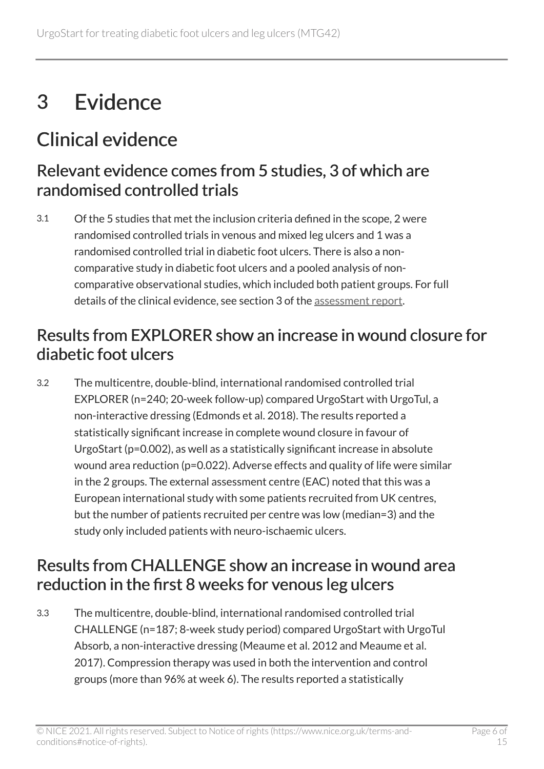# 3 Evidence

## Clinical evidence

### Relevant evidence comes from 5 studies, 3 of which are randomised controlled trials

3.1 Of the 5 studies that met the inclusion criteria defined in the scope, 2 were randomised controlled trials in venous and mixed leg ulcers and 1 was a randomised controlled trial in diabetic foot ulcers. There is also a non-comparative study in diabetic foot ulcers and a pooled analysis of non-comparative observational studies, which included both patient groups. For full details of the clinical evidence, see section 3 of the assessment report.

### Results from EXPLORER show an increase in wound closure for diabetic foot ulcers

3.2 The multicentre, double-blind, international randomised controlled trial EXPLORER (n=240; 20-week follow-up) compared UrgoStart with UrgoTul, a non-interactive dressing (Edmonds et al. 2018). The results reported a statistically significant increase in complete wound closure in favour of UrgoStart (p=0.002), as well as a statistically significant increase in absolute wound area reduction (p=0.022). Adverse effects and quality of life were similar in the 2 groups. The external assessment centre (EAC) noted that this was a European international study with some patients recruited from UK centres, but the number of patients recruited per centre was low (median=3) and the study only included patients with neuro-ischaemic ulcers.

### Results from CHALLENGE show an increase in wound area reduction in the first 8 weeks for venous leg ulcers

3.3 The multicentre, double-blind, international randomised controlled trial CHALLENGE (n=187; 8-week study period) compared UrgoStart with UrgoTul Absorb, a non-interactive dressing (Meaume et al. 2012 and Meaume et al. 2017). Compression therapy was used in both the intervention and control groups (more than 96% at week 6). The results reported a statistically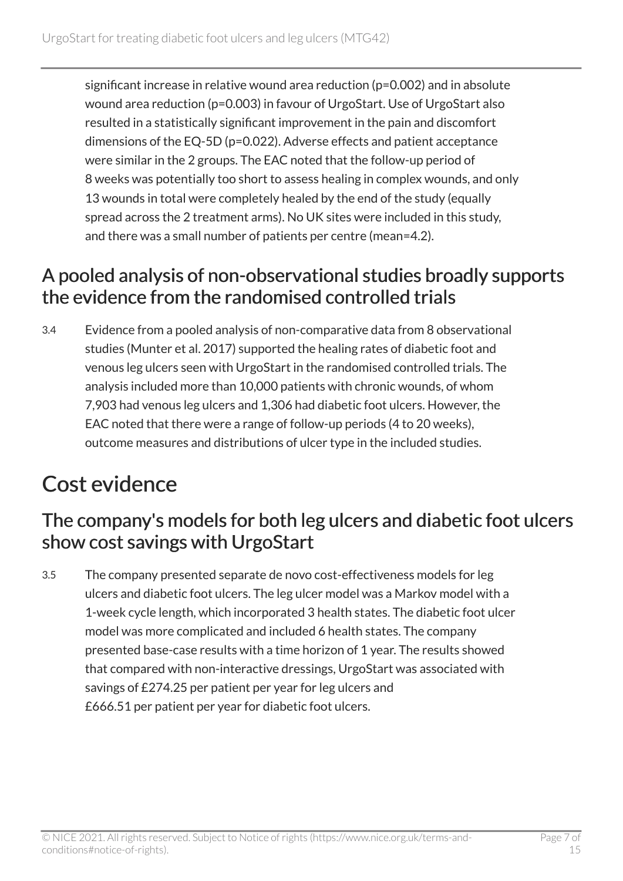significant increase in relative wound area reduction (p=0.002) and in absolute wound area reduction (p=0.003) in favour of UrgoStart. Use of UrgoStart also resulted in a statistically significant improvement in the pain and discomfort dimensions of the EQ-5D (p=0.022). Adverse effects and patient acceptance were similar in the 2 groups. The EAC noted that the follow-up period of 8 weeks was potentially too short to assess healing in complex wounds, and only 13 wounds in total were completely healed by the end of the study (equally spread across the 2 treatment arms). No UK sites were included in this study, and there was a small number of patients per centre (mean=4.2).

## A pooled analysis of non-observational studies broadly supports the evidence from the randomised controlled trials

3.4 Evidence from a pooled analysis of non-comparative data from 8 observational studies (Munter et al. 2017) supported the healing rates of diabetic foot and venous leg ulcers seen with UrgoStart in the randomised controlled trials. The analysis included more than 10,000 patients with chronic wounds, of whom 7,903 had venous leg ulcers and 1,306 had diabetic foot ulcers. However, the EAC noted that there were a range of follow-up periods (4 to 20 weeks), outcome measures and distributions of ulcer type in the included studies.

# Cost evidence

## The company's models for both leg ulcers and diabetic foot ulcers show cost savings with UrgoStart

3.5 The company presented separate de novo cost-effectiveness models for leg ulcers and diabetic foot ulcers. The leg ulcer model was a Markov model with a 1-week cycle length, which incorporated 3 health states. The diabetic foot ulcer model was more complicated and included 6 health states. The company presented base-case results with a time horizon of 1 year. The results showed that compared with non-interactive dressings, UrgoStart was associated with savings of £274.25 per patient per year for leg ulcers and £666.51 per patient per year for diabetic foot ulcers.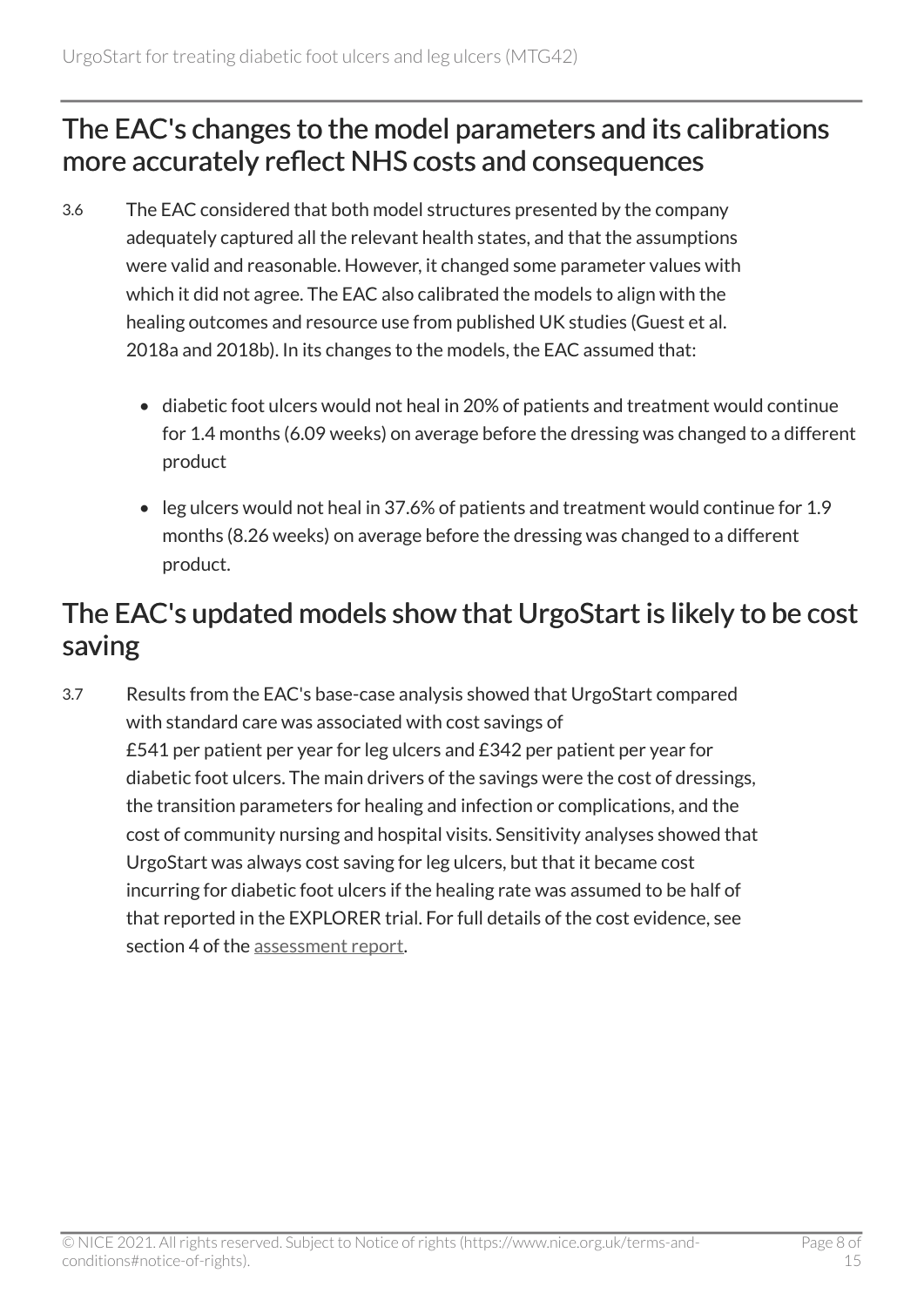## The EAC's changes to the model parameters and its calibrations more accurately reflect NHS costs and consequences

3.6 The EAC considered that both model structures presented by the company adequately captured all the relevant health states, and that the assumptions were valid and reasonable. However, it changed some parameter values with which it did not agree. The EAC also calibrated the models to align with the healing outcomes and resource use from published UK studies (Guest et al. 2018a and 2018b). In its changes to the models, the EAC assumed that:

- diabetic foot ulcers would not heal in 20% of patients and treatment would continue for 1.4 months (6.09 weeks) on average before the dressing was changed to a different product
- leg ulcers would not heal in 37.6% of patients and treatment would continue for 1.9 months (8.26 weeks) on average before the dressing was changed to a different product.

## The EAC's updated models show that UrgoStart is likely to be cost saving

3.7 Results from the EAC's base-case analysis showed that UrgoStart compared with standard care was associated with cost savings of £541 per patient per year for leg ulcers and £342 per patient per year for diabetic foot ulcers. The main drivers of the savings were the cost of dressings, the transition parameters for healing and infection or complications, and the cost of community nursing and hospital visits. Sensitivity analyses showed that UrgoStart was always cost saving for leg ulcers, but that it became cost incurring for diabetic foot ulcers if the healing rate was assumed to be half of that reported in the EXPLORER trial. For full details of the cost evidence, see section 4 of the assessment report.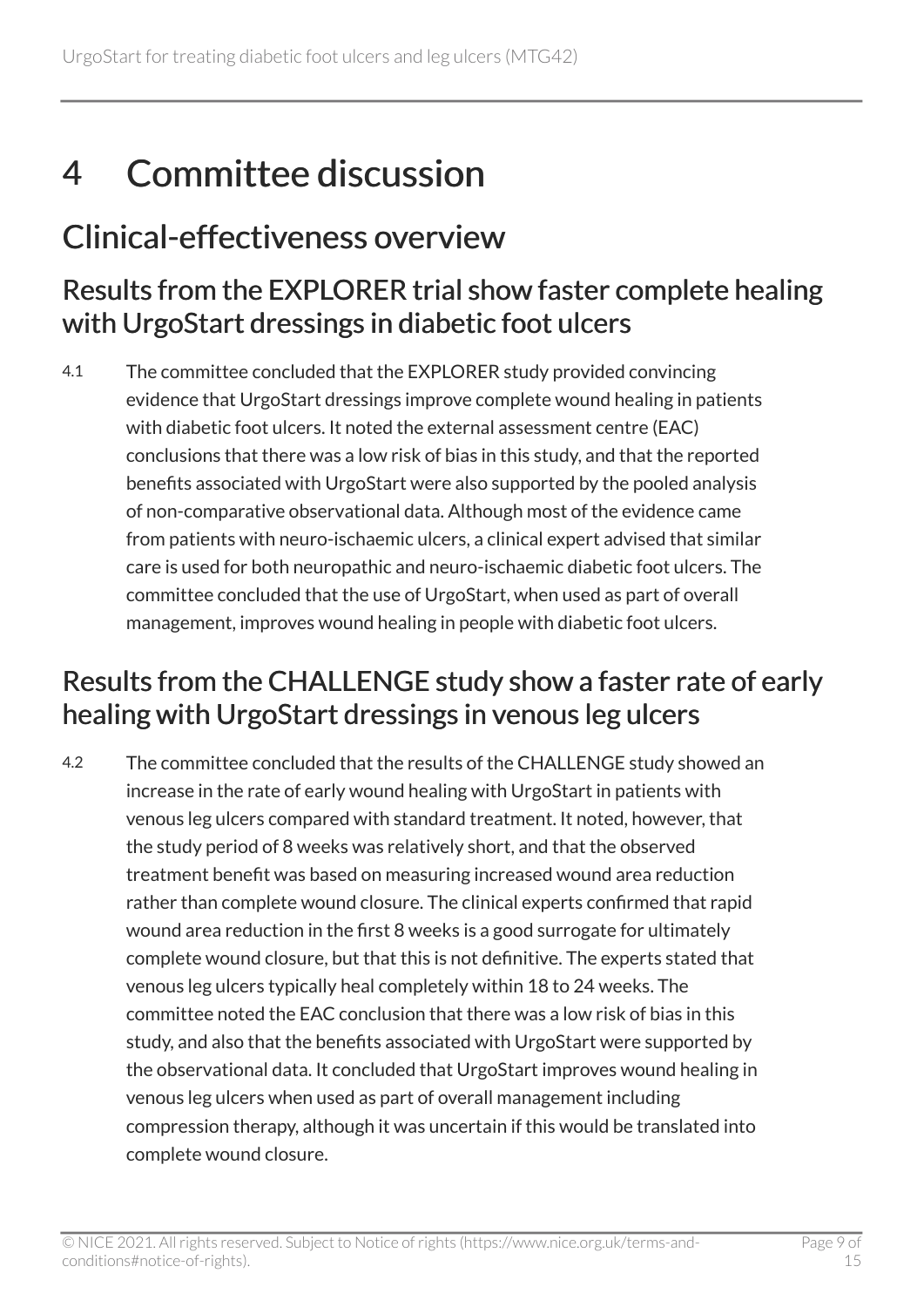# 4 Committee discussion

## Clinical-effectiveness overview

### Results from the EXPLORER trial show faster complete healing with UrgoStart dressings in diabetic foot ulcers

4.1 The committee concluded that the EXPLORER study provided convincing evidence that UrgoStart dressings improve complete wound healing in patients with diabetic foot ulcers. It noted the external assessment centre (EAC) conclusions that there was a low risk of bias in this study, and that the reported benefits associated with UrgoStart were also supported by the pooled analysis of non-comparative observational data. Although most of the evidence came from patients with neuro-ischaemic ulcers, a clinical expert advised that similar care is used for both neuropathic and neuro-ischaemic diabetic foot ulcers. The committee concluded that the use of UrgoStart, when used as part of overall management, improves wound healing in people with diabetic foot ulcers.

### Results from the CHALLENGE study show a faster rate of early healing with UrgoStart dressings in venous leg ulcers

4.2 The committee concluded that the results of the CHALLENGE study showed an increase in the rate of early wound healing with UrgoStart in patients with venous leg ulcers compared with standard treatment. It noted, however, that the study period of 8 weeks was relatively short, and that the observed treatment benefit was based on measuring increased wound area reduction rather than complete wound closure. The clinical experts confirmed that rapid wound area reduction in the first 8 weeks is a good surrogate for ultimately complete wound closure, but that this is not definitive. The experts stated that venous leg ulcers typically heal completely within 18 to 24 weeks. The committee noted the EAC conclusion that there was a low risk of bias in this study, and also that the benefits associated with UrgoStart were supported by the observational data. It concluded that UrgoStart improves wound healing in venous leg ulcers when used as part of overall management including compression therapy, although it was uncertain if this would be translated into complete wound closure.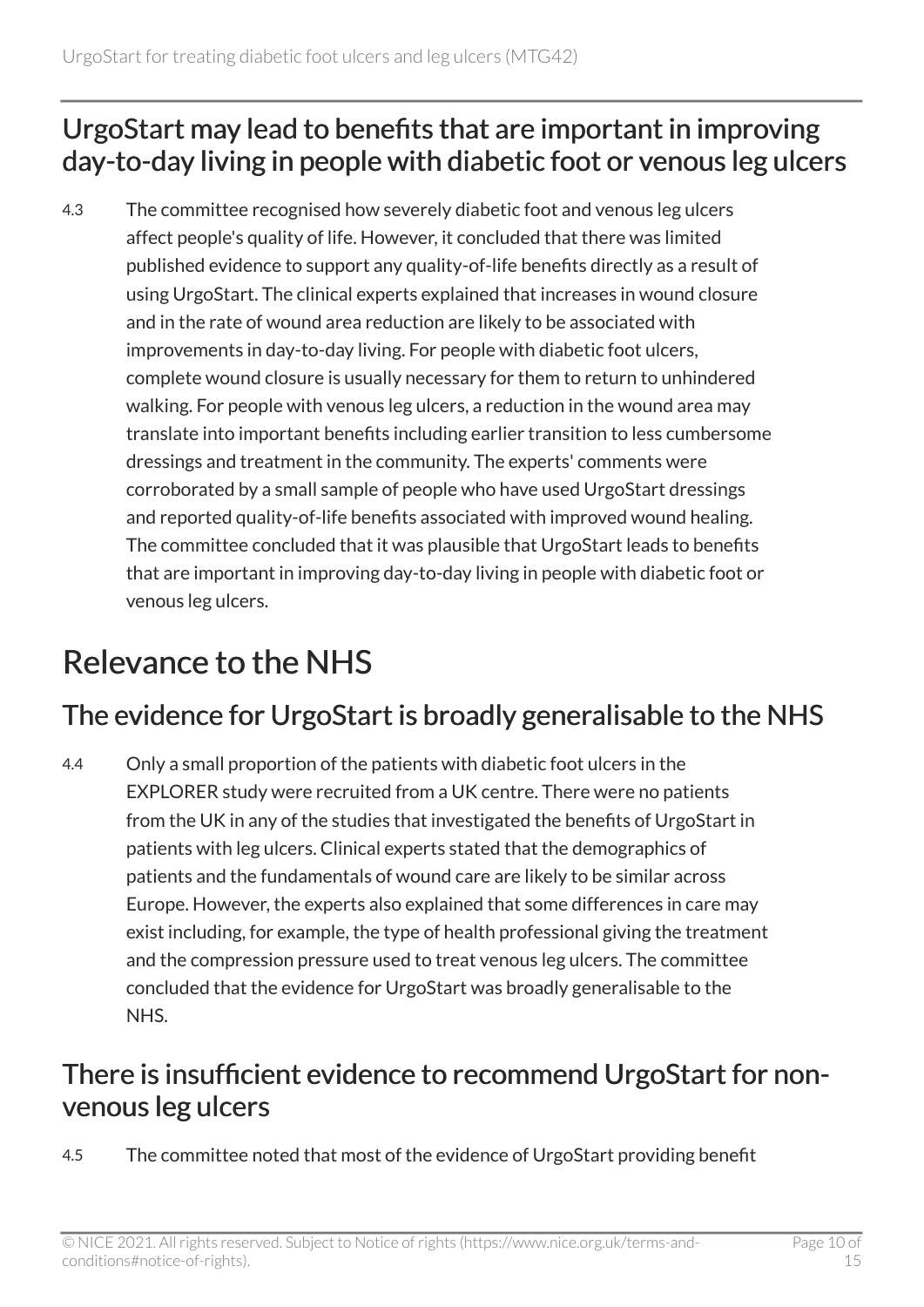## UrgoStart may lead to benefits that are important in improving day-to-day living in people with diabetic foot or venous leg ulcers

4.3 The committee recognised how severely diabetic foot and venous leg ulcers affect people's quality of life. However, it concluded that there was limited published evidence to support any quality-of-life benefits directly as a result of using UrgoStart. The clinical experts explained that increases in wound closure and in the rate of wound area reduction are likely to be associated with improvements in day-to-day living. For people with diabetic foot ulcers, complete wound closure is usually necessary for them to return to unhindered walking. For people with venous leg ulcers, a reduction in the wound area may translate into important benefits including earlier transition to less cumbersome dressings and treatment in the community. The experts' comments were corroborated by a small sample of people who have used UrgoStart dressings and reported quality-of-life benefits associated with improved wound healing. The committee concluded that it was plausible that UrgoStart leads to benefits that are important in improving day-to-day living in people with diabetic foot or venous leg ulcers.

# Relevance to the NHS

## The evidence for UrgoStart is broadly generalisable to the NHS

4.4 Only a small proportion of the patients with diabetic foot ulcers in the EXPLORER study were recruited from a UK centre. There were no patients from the UK in any of the studies that investigated the benefits of UrgoStart in patients with leg ulcers. Clinical experts stated that the demographics of patients and the fundamentals of wound care are likely to be similar across Europe. However, the experts also explained that some differences in care may exist including, for example, the type of health professional giving the treatment and the compression pressure used to treat venous leg ulcers. The committee concluded that the evidence for UrgoStart was broadly generalisable to the NHS.

## There is insufficient evidence to recommend UrgoStart for non-venous leg ulcers

4.5 The committee noted that most of the evidence of UrgoStart providing benefit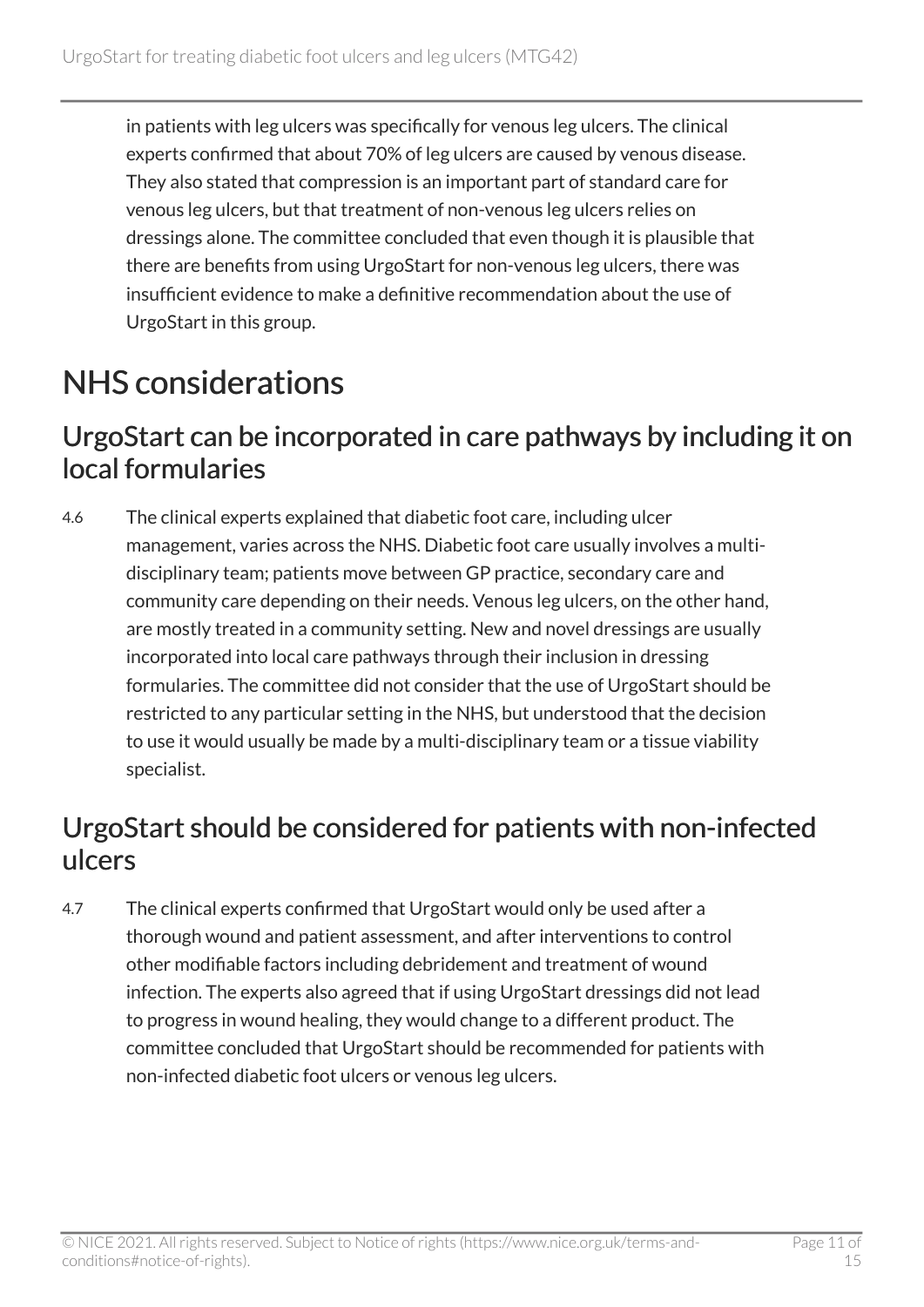in patients with leg ulcers was specifically for venous leg ulcers. The clinical experts confirmed that about 70% of leg ulcers are caused by venous disease. They also stated that compression is an important part of standard care for venous leg ulcers, but that treatment of non-venous leg ulcers relies on dressings alone. The committee concluded that even though it is plausible that there are benefits from using UrgoStart for non-venous leg ulcers, there was insufficient evidence to make a definitive recommendation about the use of UrgoStart in this group.

# NHS considerations

## UrgoStart can be incorporated in care pathways by including it on local formularies

4.6 The clinical experts explained that diabetic foot care, including ulcer management, varies across the NHS. Diabetic foot care usually involves a multi-disciplinary team; patients move between GP practice, secondary care and community care depending on their needs. Venous leg ulcers, on the other hand, are mostly treated in a community setting. New and novel dressings are usually incorporated into local care pathways through their inclusion in dressing formularies. The committee did not consider that the use of UrgoStart should be restricted to any particular setting in the NHS, but understood that the decision to use it would usually be made by a multi-disciplinary team or a tissue viability specialist.

## UrgoStart should be considered for patients with non-infected ulcers

4.7 The clinical experts confirmed that UrgoStart would only be used after a thorough wound and patient assessment, and after interventions to control other modifiable factors including debridement and treatment of wound infection. The experts also agreed that if using UrgoStart dressings did not lead to progress in wound healing, they would change to a different product. The committee concluded that UrgoStart should be recommended for patients with non-infected diabetic foot ulcers or venous leg ulcers.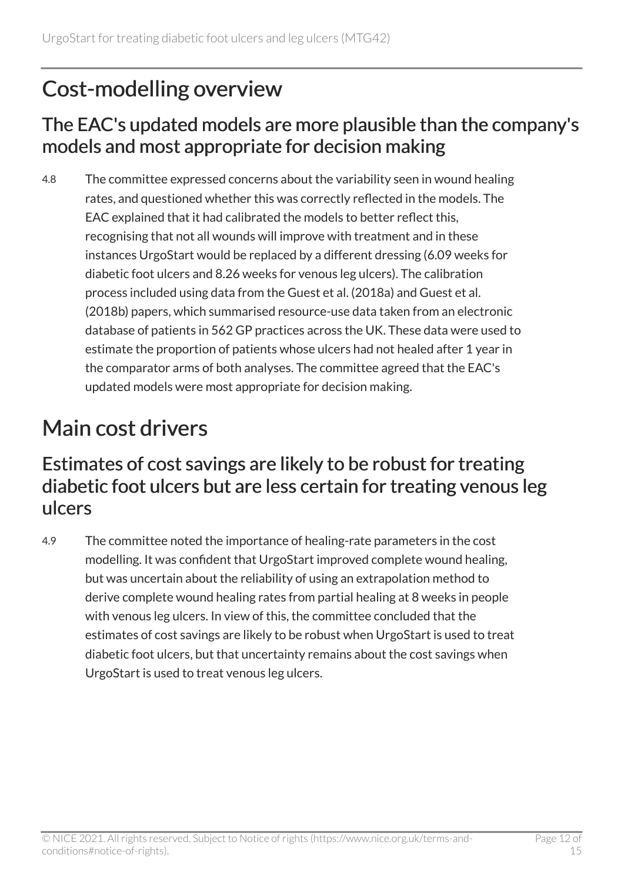# Cost-modelling overview

## The EAC's updated models are more plausible than the company's models and most appropriate for decision making

4.8 The committee expressed concerns about the variability seen in wound healing rates, and questioned whether this was correctly reflected in the models. The EAC explained that it had calibrated the models to better reflect this, recognising that not all wounds will improve with treatment and in these instances UrgoStart would be replaced by a different dressing (6.09 weeks for diabetic foot ulcers and 8.26 weeks for venous leg ulcers). The calibration process included using data from the Guest et al. (2018a) and Guest et al. (2018b) papers, which summarised resource-use data taken from an electronic database of patients in 562 GP practices across the UK. These data were used to estimate the proportion of patients whose ulcers had not healed after 1 year in the comparator arms of both analyses. The committee agreed that the EAC's updated models were most appropriate for decision making.

# Main cost drivers

## Estimates of cost savings are likely to be robust for treating diabetic foot ulcers but are less certain for treating venous leg ulcers

4.9 The committee noted the importance of healing-rate parameters in the cost modelling. It was confident that UrgoStart improved complete wound healing, but was uncertain about the reliability of using an extrapolation method to derive complete wound healing rates from partial healing at 8 weeks in people with venous leg ulcers. In view of this, the committee concluded that the estimates of cost savings are likely to be robust when UrgoStart is used to treat diabetic foot ulcers, but that uncertainty remains about the cost savings when UrgoStart is used to treat venous leg ulcers.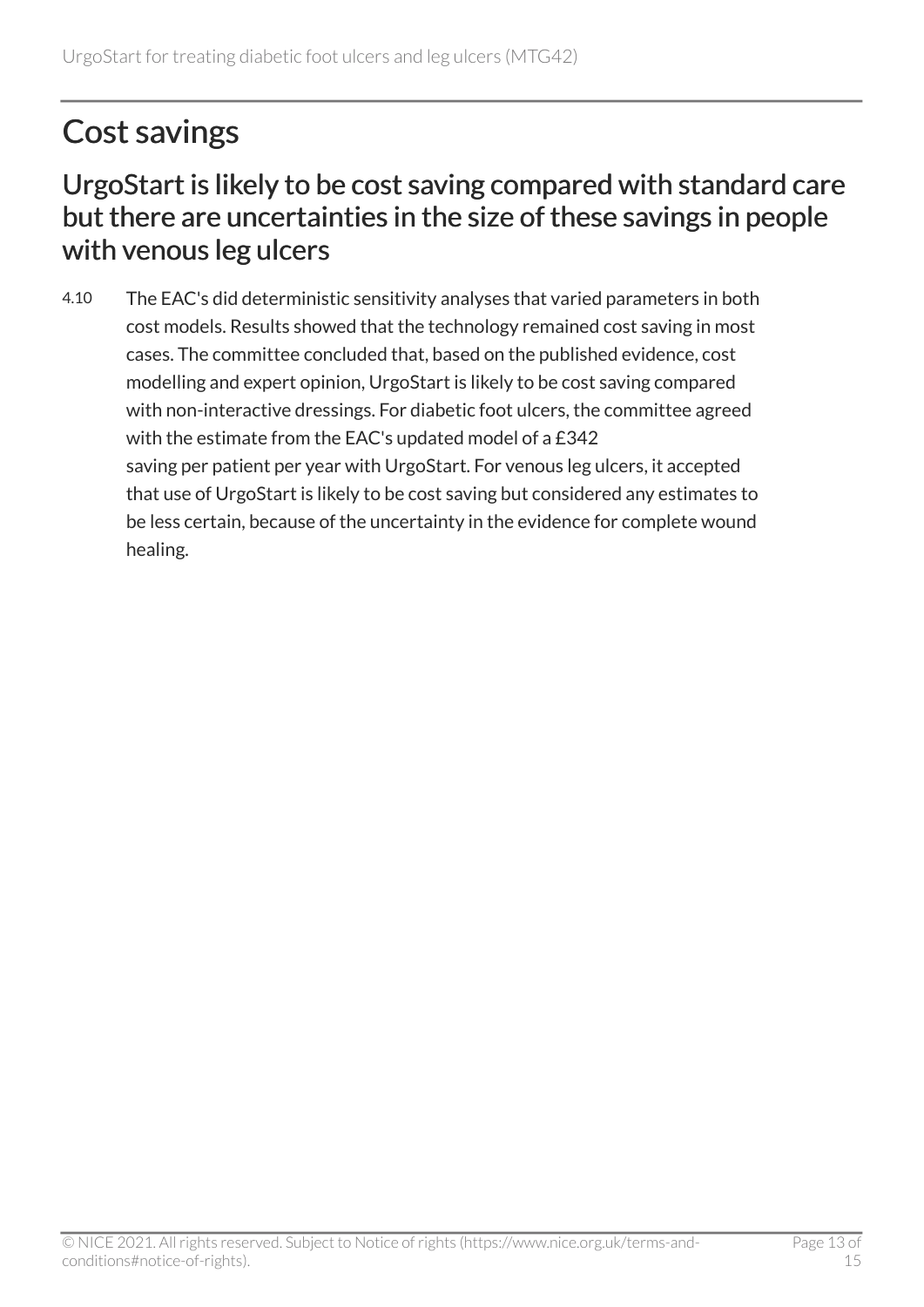## Cost savings

### UrgoStart is likely to be cost saving compared with standard care but there are uncertainties in the size of these savings in people with venous leg ulcers

4.10 The EAC's did deterministic sensitivity analyses that varied parameters in both cost models. Results showed that the technology remained cost saving in most cases. The committee concluded that, based on the published evidence, cost modelling and expert opinion, UrgoStart is likely to be cost saving compared with non-interactive dressings. For diabetic foot ulcers, the committee agreed with the estimate from the EAC's updated model of a £342 saving per patient per year with UrgoStart. For venous leg ulcers, it accepted that use of UrgoStart is likely to be cost saving but considered any estimates to be less certain, because of the uncertainty in the evidence for complete wound healing.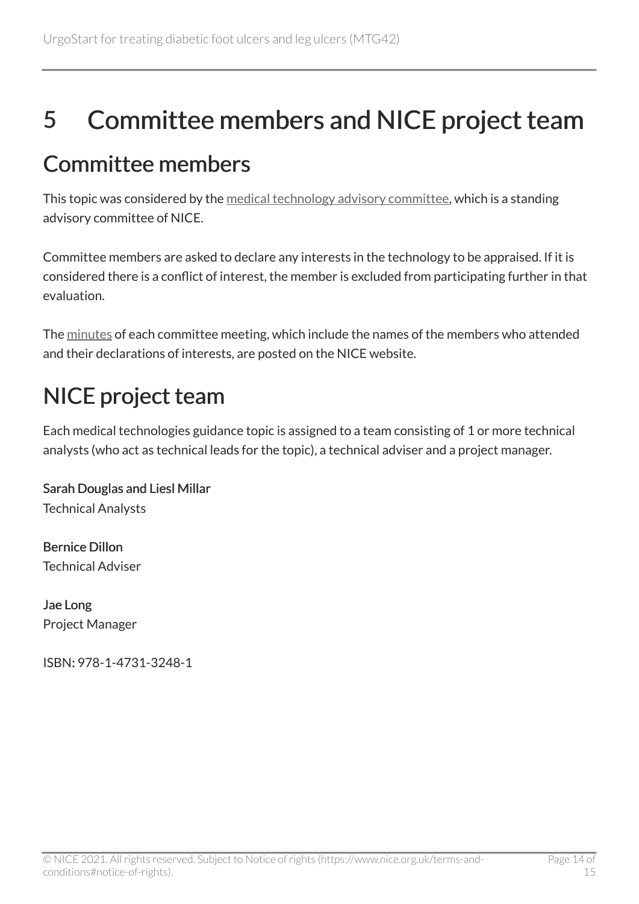# 5 Committee members and NICE project team

## Committee members

This topic was considered by the medical technology advisory committee, which is a standing advisory committee of NICE.

Committee members are asked to declare any interests in the technology to be appraised. If it is considered there is a conflict of interest, the member is excluded from participating further in that evaluation.

The minutes of each committee meeting, which include the names of the members who attended and their declarations of interests, are posted on the NICE website.

## NICE project team

Each medical technologies guidance topic is assigned to a team consisting of 1 or more technical analysts (who act as technical leads for the topic), a technical adviser and a project manager.

**Sarah Douglas and Liesl Millar**
Technical Analysts

**Bernice Dillon**
Technical Adviser

**Jae Long**
Project Manager

ISBN: 978-1-4731-3248-1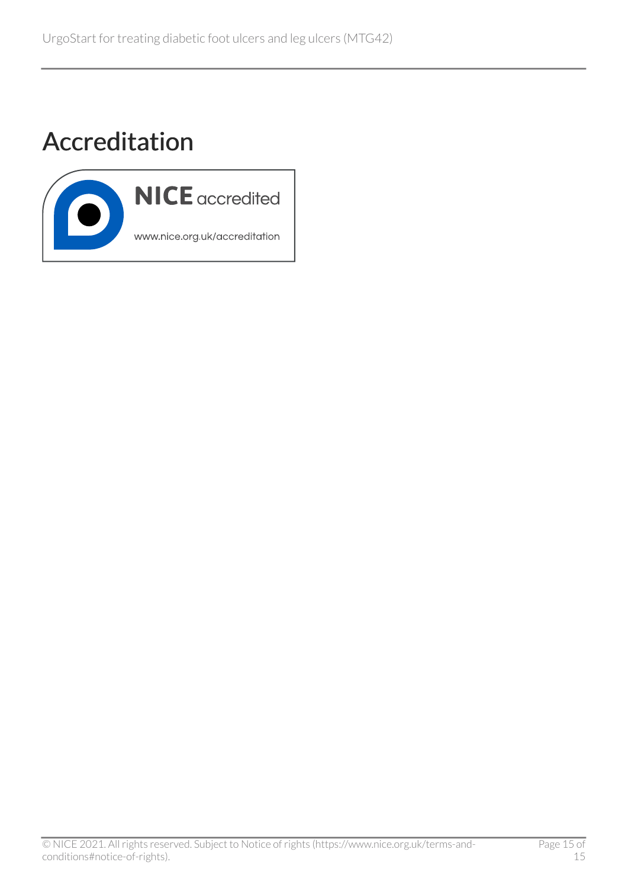# Accreditation

NICE accredited

www.nice.org.uk/accreditation